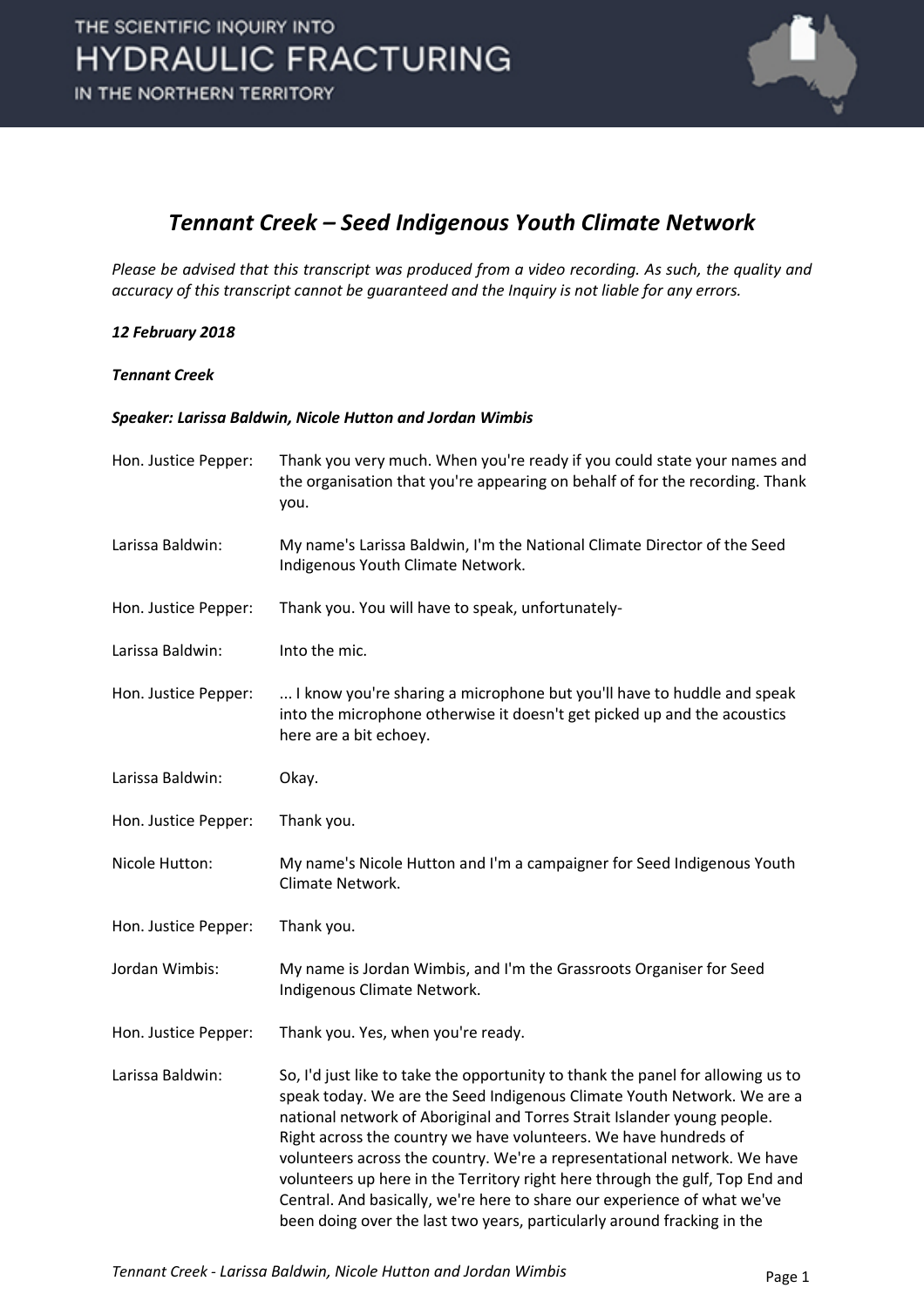# Tennant Creek – Seed Indigenous Youth Climate Network

*Please be advised that this transcript was produced from a video recording. As such, the quality and accuracy of this transcript cannot be guaranteed and the Inquiry is not liable for any errors.*

***12 February 2018***

***Tennant Creek***

***Speaker: Larissa Baldwin, Nicole Hutton and Jordan Wimbis***

| | |
|---|---|
| Hon. Justice Pepper: | Thank you very much. When you're ready if you could state your names and the organisation that you're appearing on behalf of for the recording. Thank you. |
| Larissa Baldwin: | My name's Larissa Baldwin, I'm the National Climate Director of the Seed Indigenous Youth Climate Network. |
| Hon. Justice Pepper: | Thank you. You will have to speak, unfortunately- |
| Larissa Baldwin: | Into the mic. |
| Hon. Justice Pepper: | ... I know you're sharing a microphone but you'll have to huddle and speak into the microphone otherwise it doesn't get picked up and the acoustics here are a bit echoey. |
| Larissa Baldwin: | Okay. |
| Hon. Justice Pepper: | Thank you. |
| Nicole Hutton: | My name's Nicole Hutton and I'm a campaigner for Seed Indigenous Youth Climate Network. |
| Hon. Justice Pepper: | Thank you. |
| Jordan Wimbis: | My name is Jordan Wimbis, and I'm the Grassroots Organiser for Seed Indigenous Climate Network. |
| Hon. Justice Pepper: | Thank you. Yes, when you're ready. |
| Larissa Baldwin: | So, I'd just like to take the opportunity to thank the panel for allowing us to speak today. We are the Seed Indigenous Climate Youth Network. We are a national network of Aboriginal and Torres Strait Islander young people. Right across the country we have volunteers. We have hundreds of volunteers across the country. We're a representational network. We have volunteers up here in the Territory right here through the gulf, Top End and Central. And basically, we're here to share our experience of what we've been doing over the last two years, particularly around fracking in the |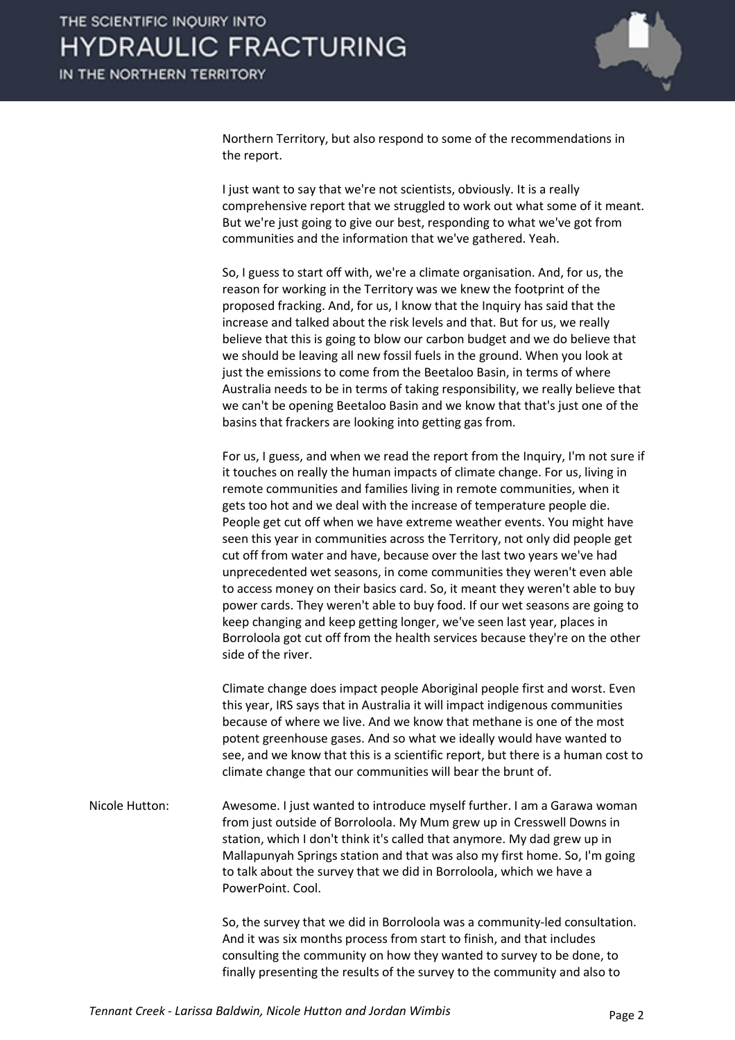Northern Territory, but also respond to some of the recommendations in the report.

I just want to say that we're not scientists, obviously. It is a really comprehensive report that we struggled to work out what some of it meant. But we're just going to give our best, responding to what we've got from communities and the information that we've gathered. Yeah.

So, I guess to start off with, we're a climate organisation. And, for us, the reason for working in the Territory was we knew the footprint of the proposed fracking. And, for us, I know that the Inquiry has said that the increase and talked about the risk levels and that. But for us, we really believe that this is going to blow our carbon budget and we do believe that we should be leaving all new fossil fuels in the ground. When you look at just the emissions to come from the Beetaloo Basin, in terms of where Australia needs to be in terms of taking responsibility, we really believe that we can't be opening Beetaloo Basin and we know that that's just one of the basins that frackers are looking into getting gas from.

For us, I guess, and when we read the report from the Inquiry, I'm not sure if it touches on really the human impacts of climate change. For us, living in remote communities and families living in remote communities, when it gets too hot and we deal with the increase of temperature people die. People get cut off when we have extreme weather events. You might have seen this year in communities across the Territory, not only did people get cut off from water and have, because over the last two years we've had unprecedented wet seasons, in come communities they weren't even able to access money on their basics card. So, it meant they weren't able to buy power cards. They weren't able to buy food. If our wet seasons are going to keep changing and keep getting longer, we've seen last year, places in Borroloola got cut off from the health services because they're on the other side of the river.

Climate change does impact people Aboriginal people first and worst. Even this year, IRS says that in Australia it will impact indigenous communities because of where we live. And we know that methane is one of the most potent greenhouse gases. And so what we ideally would have wanted to see, and we know that this is a scientific report, but there is a human cost to climate change that our communities will bear the brunt of.

Nicole Hutton: Awesome. I just wanted to introduce myself further. I am a Garawa woman from just outside of Borroloola. My Mum grew up in Cresswell Downs in station, which I don't think it's called that anymore. My dad grew up in Mallapunyah Springs station and that was also my first home. So, I'm going to talk about the survey that we did in Borroloola, which we have a PowerPoint. Cool.

So, the survey that we did in Borroloola was a community-led consultation. And it was six months process from start to finish, and that includes consulting the community on how they wanted to survey to be done, to finally presenting the results of the survey to the community and also to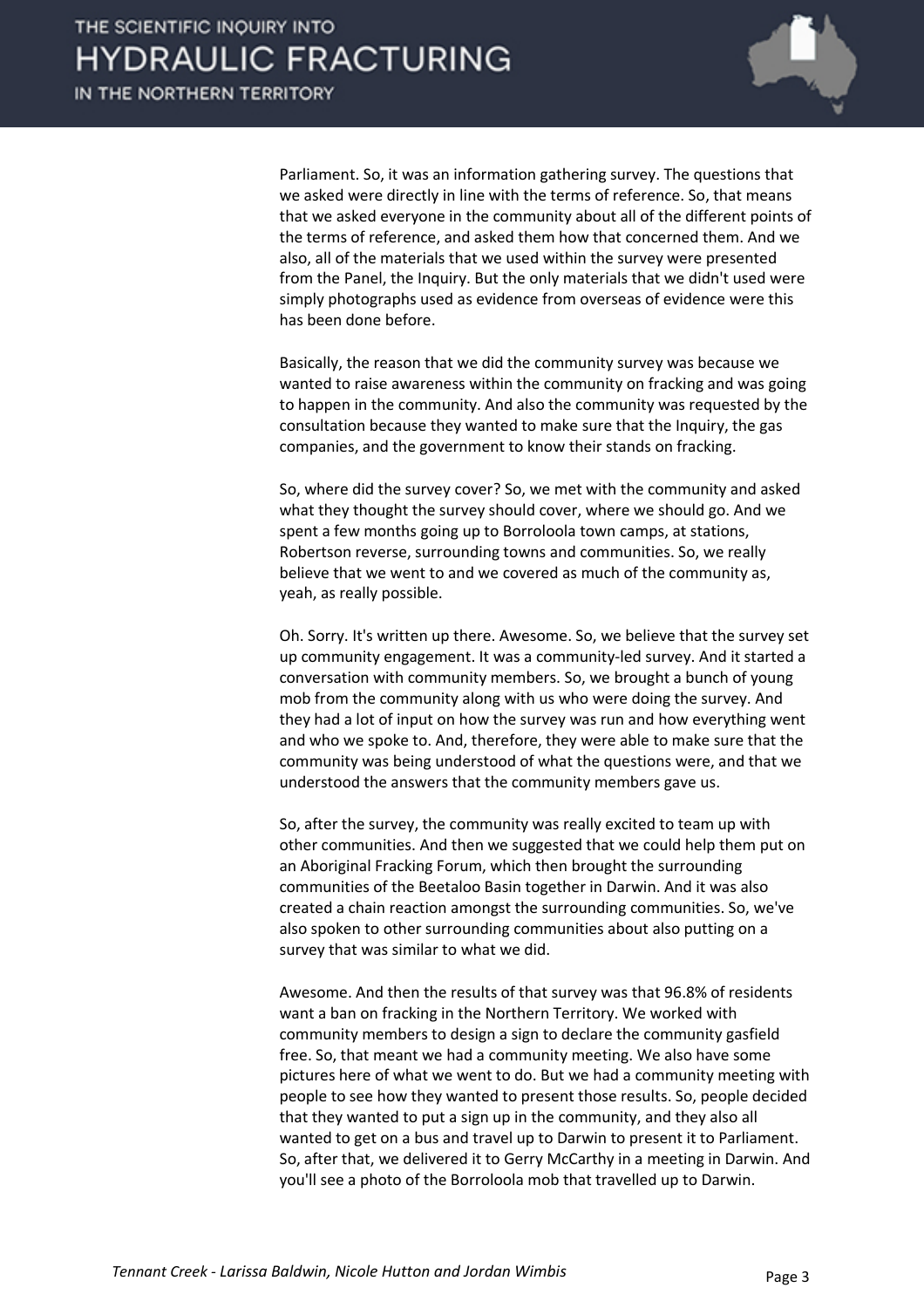Parliament. So, it was an information gathering survey. The questions that we asked were directly in line with the terms of reference. So, that means that we asked everyone in the community about all of the different points of the terms of reference, and asked them how that concerned them. And we also, all of the materials that we used within the survey were presented from the Panel, the Inquiry. But the only materials that we didn't used were simply photographs used as evidence from overseas of evidence were this has been done before.

Basically, the reason that we did the community survey was because we wanted to raise awareness within the community on fracking and was going to happen in the community. And also the community was requested by the consultation because they wanted to make sure that the Inquiry, the gas companies, and the government to know their stands on fracking.

So, where did the survey cover? So, we met with the community and asked what they thought the survey should cover, where we should go. And we spent a few months going up to Borroloola town camps, at stations, Robertson reverse, surrounding towns and communities. So, we really believe that we went to and we covered as much of the community as, yeah, as really possible.

Oh. Sorry. It's written up there. Awesome. So, we believe that the survey set up community engagement. It was a community-led survey. And it started a conversation with community members. So, we brought a bunch of young mob from the community along with us who were doing the survey. And they had a lot of input on how the survey was run and how everything went and who we spoke to. And, therefore, they were able to make sure that the community was being understood of what the questions were, and that we understood the answers that the community members gave us.

So, after the survey, the community was really excited to team up with other communities. And then we suggested that we could help them put on an Aboriginal Fracking Forum, which then brought the surrounding communities of the Beetaloo Basin together in Darwin. And it was also created a chain reaction amongst the surrounding communities. So, we've also spoken to other surrounding communities about also putting on a survey that was similar to what we did.

Awesome. And then the results of that survey was that 96.8% of residents want a ban on fracking in the Northern Territory. We worked with community members to design a sign to declare the community gasfield free. So, that meant we had a community meeting. We also have some pictures here of what we went to do. But we had a community meeting with people to see how they wanted to present those results. So, people decided that they wanted to put a sign up in the community, and they also all wanted to get on a bus and travel up to Darwin to present it to Parliament. So, after that, we delivered it to Gerry McCarthy in a meeting in Darwin. And you'll see a photo of the Borroloola mob that travelled up to Darwin.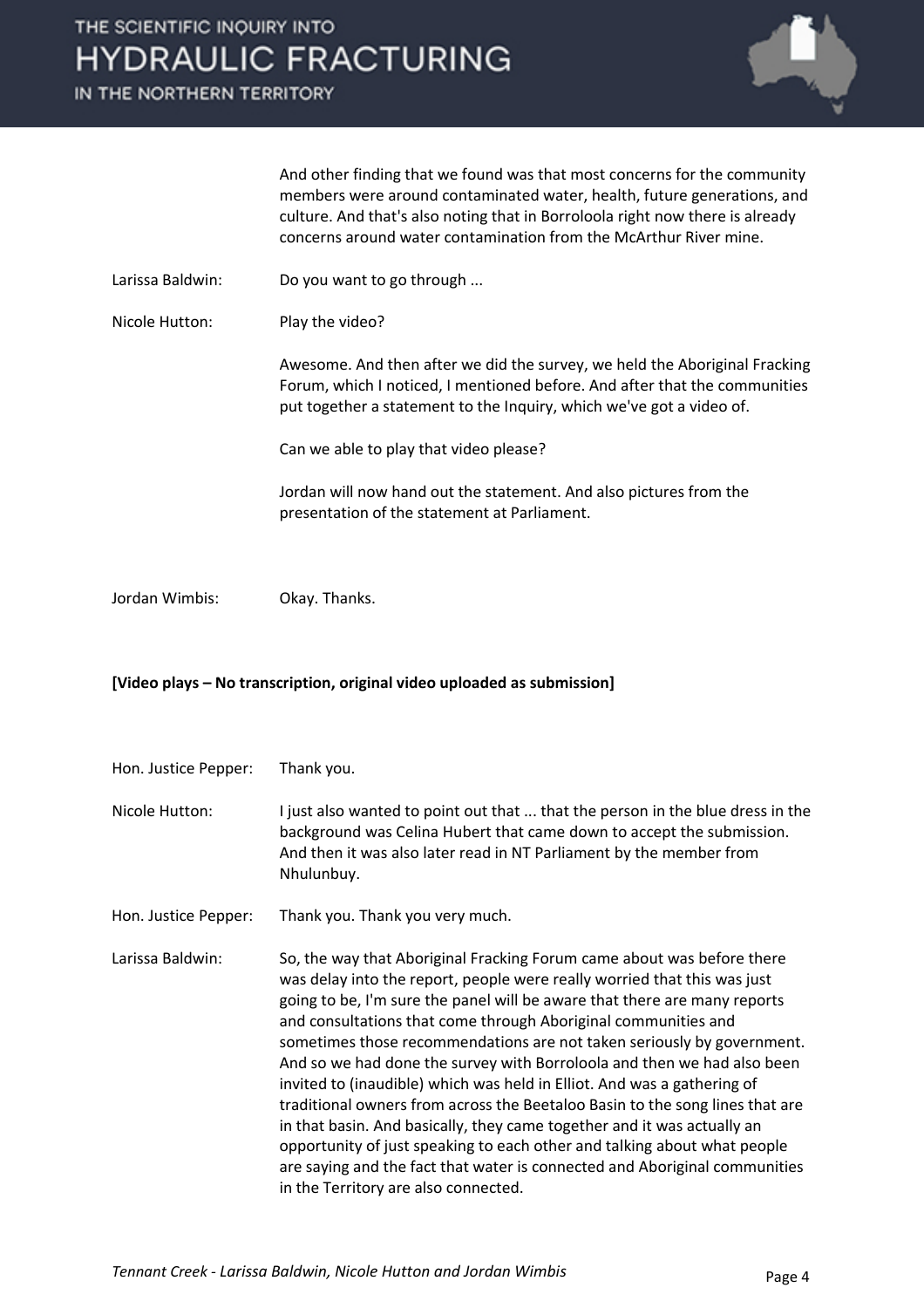And other finding that we found was that most concerns for the community members were around contaminated water, health, future generations, and culture. And that's also noting that in Borroloola right now there is already concerns around water contamination from the McArthur River mine.

Larissa Baldwin: Do you want to go through ...

Nicole Hutton: Play the video?

Awesome. And then after we did the survey, we held the Aboriginal Fracking Forum, which I noticed, I mentioned before. And after that the communities put together a statement to the Inquiry, which we've got a video of.

Can we able to play that video please?

Jordan will now hand out the statement. And also pictures from the presentation of the statement at Parliament.

Jordan Wimbis: Okay. Thanks.

**[Video plays – No transcription, original video uploaded as submission]**

Hon. Justice Pepper: Thank you.

Nicole Hutton: I just also wanted to point out that ... that the person in the blue dress in the background was Celina Hubert that came down to accept the submission. And then it was also later read in NT Parliament by the member from Nhulunbuy.

Hon. Justice Pepper: Thank you. Thank you very much.

Larissa Baldwin: So, the way that Aboriginal Fracking Forum came about was before there was delay into the report, people were really worried that this was just going to be, I'm sure the panel will be aware that there are many reports and consultations that come through Aboriginal communities and sometimes those recommendations are not taken seriously by government. And so we had done the survey with Borroloola and then we had also been invited to (inaudible) which was held in Elliot. And was a gathering of traditional owners from across the Beetaloo Basin to the song lines that are in that basin. And basically, they came together and it was actually an opportunity of just speaking to each other and talking about what people are saying and the fact that water is connected and Aboriginal communities in the Territory are also connected.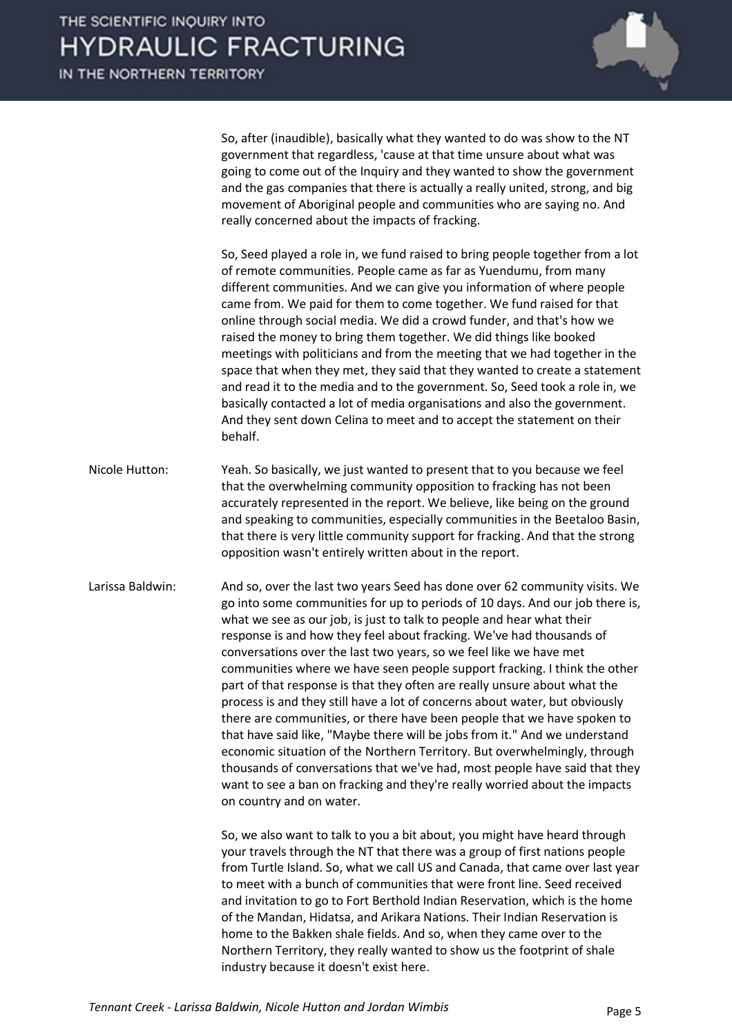So, after (inaudible), basically what they wanted to do was show to the NT government that regardless, 'cause at that time unsure about what was going to come out of the Inquiry and they wanted to show the government and the gas companies that there is actually a really united, strong, and big movement of Aboriginal people and communities who are saying no. And really concerned about the impacts of fracking.

So, Seed played a role in, we fund raised to bring people together from a lot of remote communities. People came as far as Yuendumu, from many different communities. And we can give you information of where people came from. We paid for them to come together. We fund raised for that online through social media. We did a crowd funder, and that's how we raised the money to bring them together. We did things like booked meetings with politicians and from the meeting that we had together in the space that when they met, they said that they wanted to create a statement and read it to the media and to the government. So, Seed took a role in, we basically contacted a lot of media organisations and also the government. And they sent down Celina to meet and to accept the statement on their behalf.

Nicole Hutton: Yeah. So basically, we just wanted to present that to you because we feel that the overwhelming community opposition to fracking has not been accurately represented in the report. We believe, like being on the ground and speaking to communities, especially communities in the Beetaloo Basin, that there is very little community support for fracking. And that the strong opposition wasn't entirely written about in the report.

Larissa Baldwin: And so, over the last two years Seed has done over 62 community visits. We go into some communities for up to periods of 10 days. And our job there is, what we see as our job, is just to talk to people and hear what their response is and how they feel about fracking. We've had thousands of conversations over the last two years, so we feel like we have met communities where we have seen people support fracking. I think the other part of that response is that they often are really unsure about what the process is and they still have a lot of concerns about water, but obviously there are communities, or there have been people that we have spoken to that have said like, "Maybe there will be jobs from it." And we understand economic situation of the Northern Territory. But overwhelmingly, through thousands of conversations that we've had, most people have said that they want to see a ban on fracking and they're really worried about the impacts on country and on water.

So, we also want to talk to you a bit about, you might have heard through your travels through the NT that there was a group of first nations people from Turtle Island. So, what we call US and Canada, that came over last year to meet with a bunch of communities that were front line. Seed received and invitation to go to Fort Berthold Indian Reservation, which is the home of the Mandan, Hidatsa, and Arikara Nations. Their Indian Reservation is home to the Bakken shale fields. And so, when they came over to the Northern Territory, they really wanted to show us the footprint of shale industry because it doesn't exist here.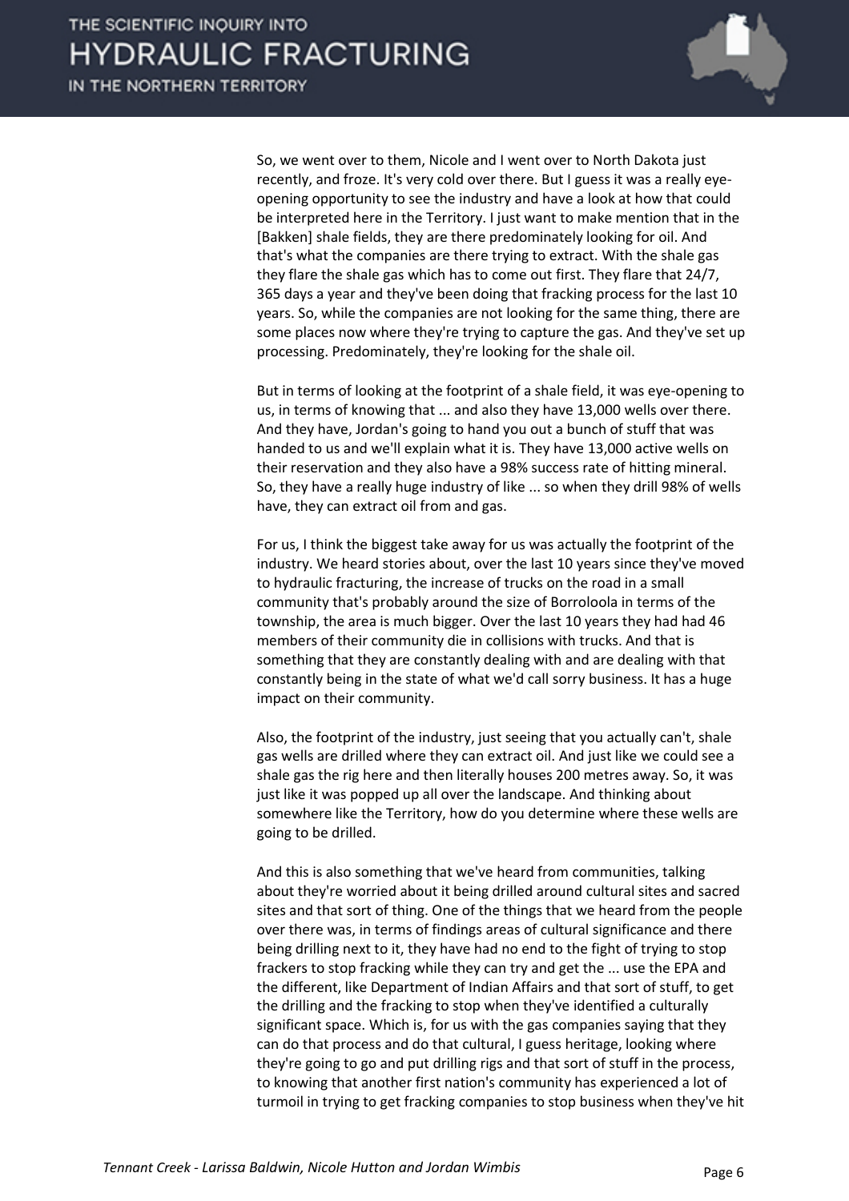So, we went over to them, Nicole and I went over to North Dakota just recently, and froze. It's very cold over there. But I guess it was a really eye-opening opportunity to see the industry and have a look at how that could be interpreted here in the Territory. I just want to make mention that in the [Bakken] shale fields, they are there predominately looking for oil. And that's what the companies are there trying to extract. With the shale gas they flare the shale gas which has to come out first. They flare that 24/7, 365 days a year and they've been doing that fracking process for the last 10 years. So, while the companies are not looking for the same thing, there are some places now where they're trying to capture the gas. And they've set up processing. Predominately, they're looking for the shale oil.

But in terms of looking at the footprint of a shale field, it was eye-opening to us, in terms of knowing that ... and also they have 13,000 wells over there. And they have, Jordan's going to hand you out a bunch of stuff that was handed to us and we'll explain what it is. They have 13,000 active wells on their reservation and they also have a 98% success rate of hitting mineral. So, they have a really huge industry of like ... so when they drill 98% of wells have, they can extract oil from and gas.

For us, I think the biggest take away for us was actually the footprint of the industry. We heard stories about, over the last 10 years since they've moved to hydraulic fracturing, the increase of trucks on the road in a small community that's probably around the size of Borroloola in terms of the township, the area is much bigger. Over the last 10 years they had had 46 members of their community die in collisions with trucks. And that is something that they are constantly dealing with and are dealing with that constantly being in the state of what we'd call sorry business. It has a huge impact on their community.

Also, the footprint of the industry, just seeing that you actually can't, shale gas wells are drilled where they can extract oil. And just like we could see a shale gas the rig here and then literally houses 200 metres away. So, it was just like it was popped up all over the landscape. And thinking about somewhere like the Territory, how do you determine where these wells are going to be drilled.

And this is also something that we've heard from communities, talking about they're worried about it being drilled around cultural sites and sacred sites and that sort of thing. One of the things that we heard from the people over there was, in terms of findings areas of cultural significance and there being drilling next to it, they have had no end to the fight of trying to stop frackers to stop fracking while they can try and get the ... use the EPA and the different, like Department of Indian Affairs and that sort of stuff, to get the drilling and the fracking to stop when they've identified a culturally significant space. Which is, for us with the gas companies saying that they can do that process and do that cultural, I guess heritage, looking where they're going to go and put drilling rigs and that sort of stuff in the process, to knowing that another first nation's community has experienced a lot of turmoil in trying to get fracking companies to stop business when they've hit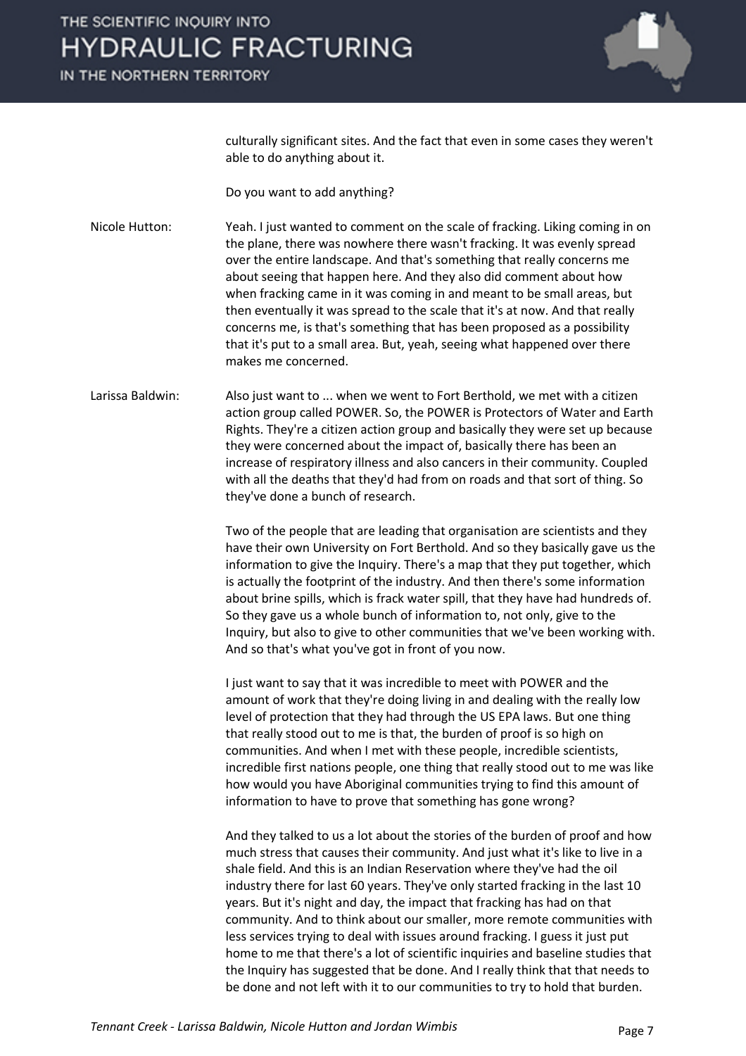culturally significant sites. And the fact that even in some cases they weren't able to do anything about it.

Do you want to add anything?

**Nicole Hutton:** Yeah. I just wanted to comment on the scale of fracking. Liking coming in on the plane, there was nowhere there wasn't fracking. It was evenly spread over the entire landscape. And that's something that really concerns me about seeing that happen here. And they also did comment about how when fracking came in it was coming in and meant to be small areas, but then eventually it was spread to the scale that it's at now. And that really concerns me, is that's something that has been proposed as a possibility that it's put to a small area. But, yeah, seeing what happened over there makes me concerned.

**Larissa Baldwin:** Also just want to ... when we went to Fort Berthold, we met with a citizen action group called POWER. So, the POWER is Protectors of Water and Earth Rights. They're a citizen action group and basically they were set up because they were concerned about the impact of, basically there has been an increase of respiratory illness and also cancers in their community. Coupled with all the deaths that they'd had from on roads and that sort of thing. So they've done a bunch of research.

Two of the people that are leading that organisation are scientists and they have their own University on Fort Berthold. And so they basically gave us the information to give the Inquiry. There's a map that they put together, which is actually the footprint of the industry. And then there's some information about brine spills, which is frack water spill, that they have had hundreds of. So they gave us a whole bunch of information to, not only, give to the Inquiry, but also to give to other communities that we've been working with. And so that's what you've got in front of you now.

I just want to say that it was incredible to meet with POWER and the amount of work that they're doing living in and dealing with the really low level of protection that they had through the US EPA laws. But one thing that really stood out to me is that, the burden of proof is so high on communities. And when I met with these people, incredible scientists, incredible first nations people, one thing that really stood out to me was like how would you have Aboriginal communities trying to find this amount of information to have to prove that something has gone wrong?

And they talked to us a lot about the stories of the burden of proof and how much stress that causes their community. And just what it's like to live in a shale field. And this is an Indian Reservation where they've had the oil industry there for last 60 years. They've only started fracking in the last 10 years. But it's night and day, the impact that fracking has had on that community. And to think about our smaller, more remote communities with less services trying to deal with issues around fracking. I guess it just put home to me that there's a lot of scientific inquiries and baseline studies that the Inquiry has suggested that be done. And I really think that that needs to be done and not left with it to our communities to try to hold that burden.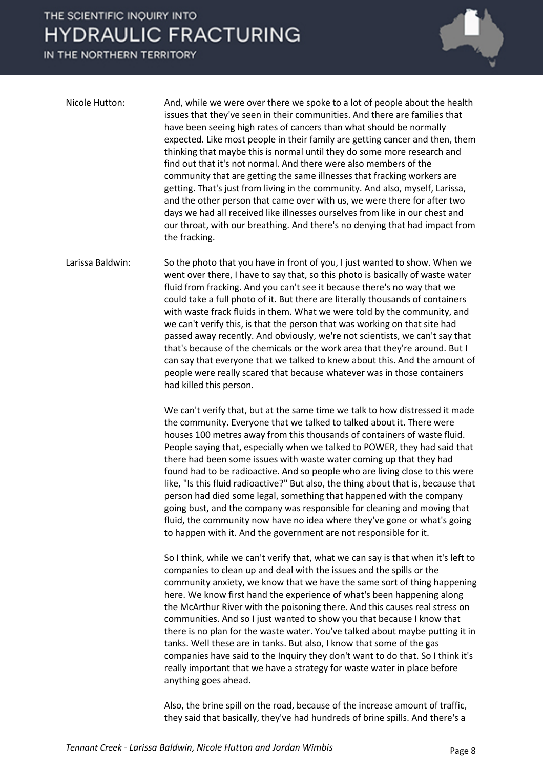Nicole Hutton: And, while we were over there we spoke to a lot of people about the health issues that they've seen in their communities. And there are families that have been seeing high rates of cancers than what should be normally expected. Like most people in their family are getting cancer and then, them thinking that maybe this is normal until they do some more research and find out that it's not normal. And there were also members of the community that are getting the same illnesses that fracking workers are getting. That's just from living in the community. And also, myself, Larissa, and the other person that came over with us, we were there for after two days we had all received like illnesses ourselves from like in our chest and our throat, with our breathing. And there's no denying that had impact from the fracking.

Larissa Baldwin: So the photo that you have in front of you, I just wanted to show. When we went over there, I have to say that, so this photo is basically of waste water fluid from fracking. And you can't see it because there's no way that we could take a full photo of it. But there are literally thousands of containers with waste frack fluids in them. What we were told by the community, and we can't verify this, is that the person that was working on that site had passed away recently. And obviously, we're not scientists, we can't say that that's because of the chemicals or the work area that they're around. But I can say that everyone that we talked to knew about this. And the amount of people were really scared that because whatever was in those containers had killed this person.

We can't verify that, but at the same time we talk to how distressed it made the community. Everyone that we talked to talked about it. There were houses 100 metres away from this thousands of containers of waste fluid. People saying that, especially when we talked to POWER, they had said that there had been some issues with waste water coming up that they had found had to be radioactive. And so people who are living close to this were like, "Is this fluid radioactive?" But also, the thing about that is, because that person had died some legal, something that happened with the company going bust, and the company was responsible for cleaning and moving that fluid, the community now have no idea where they've gone or what's going to happen with it. And the government are not responsible for it.

So I think, while we can't verify that, what we can say is that when it's left to companies to clean up and deal with the issues and the spills or the community anxiety, we know that we have the same sort of thing happening here. We know first hand the experience of what's been happening along the McArthur River with the poisoning there. And this causes real stress on communities. And so I just wanted to show you that because I know that there is no plan for the waste water. You've talked about maybe putting it in tanks. Well these are in tanks. But also, I know that some of the gas companies have said to the Inquiry they don't want to do that. So I think it's really important that we have a strategy for waste water in place before anything goes ahead.

Also, the brine spill on the road, because of the increase amount of traffic, they said that basically, they've had hundreds of brine spills. And there's a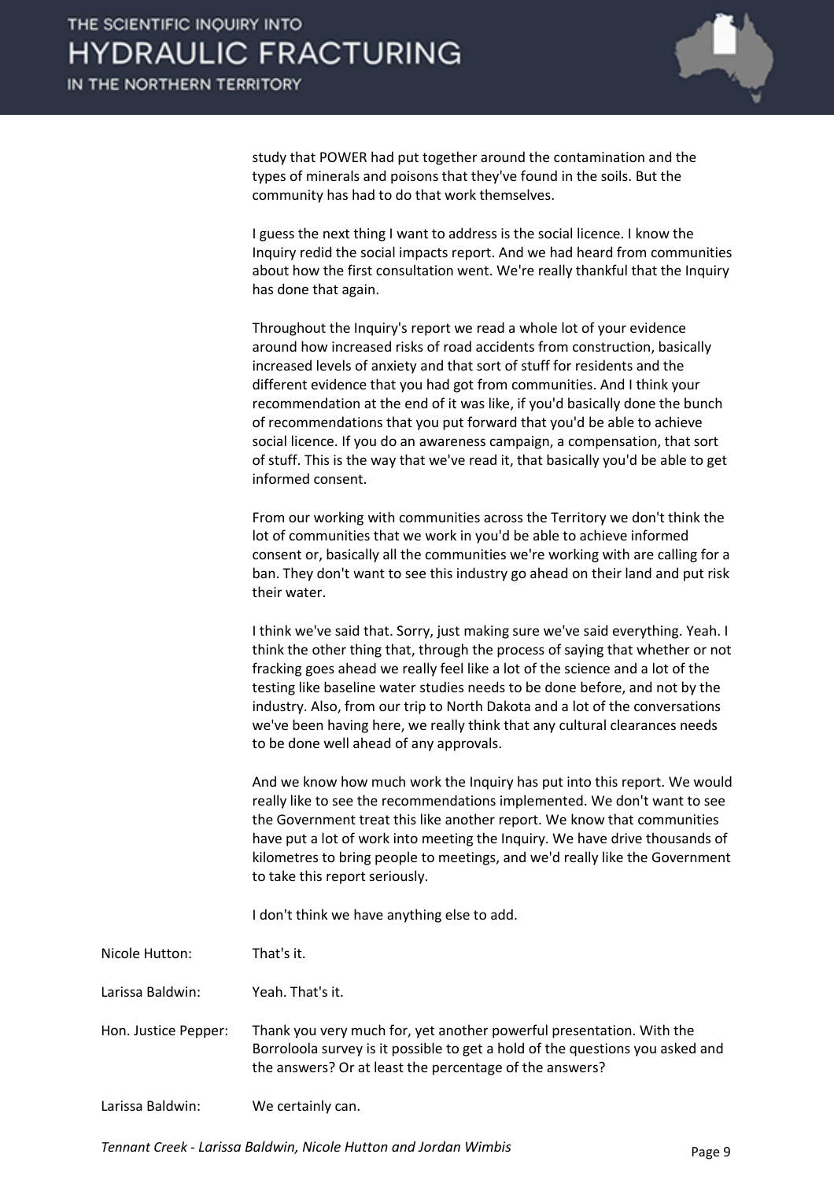study that POWER had put together around the contamination and the types of minerals and poisons that they've found in the soils. But the community has had to do that work themselves.

I guess the next thing I want to address is the social licence. I know the Inquiry redid the social impacts report. And we had heard from communities about how the first consultation went. We're really thankful that the Inquiry has done that again.

Throughout the Inquiry's report we read a whole lot of your evidence around how increased risks of road accidents from construction, basically increased levels of anxiety and that sort of stuff for residents and the different evidence that you had got from communities. And I think your recommendation at the end of it was like, if you'd basically done the bunch of recommendations that you put forward that you'd be able to achieve social licence. If you do an awareness campaign, a compensation, that sort of stuff. This is the way that we've read it, that basically you'd be able to get informed consent.

From our working with communities across the Territory we don't think the lot of communities that we work in you'd be able to achieve informed consent or, basically all the communities we're working with are calling for a ban. They don't want to see this industry go ahead on their land and put risk their water.

I think we've said that. Sorry, just making sure we've said everything. Yeah. I think the other thing that, through the process of saying that whether or not fracking goes ahead we really feel like a lot of the science and a lot of the testing like baseline water studies needs to be done before, and not by the industry. Also, from our trip to North Dakota and a lot of the conversations we've been having here, we really think that any cultural clearances needs to be done well ahead of any approvals.

And we know how much work the Inquiry has put into this report. We would really like to see the recommendations implemented. We don't want to see the Government treat this like another report. We know that communities have put a lot of work into meeting the Inquiry. We have drive thousands of kilometres to bring people to meetings, and we'd really like the Government to take this report seriously.

I don't think we have anything else to add.

Nicole Hutton: That's it.

Larissa Baldwin: Yeah. That's it.

Hon. Justice Pepper: Thank you very much for, yet another powerful presentation. With the Borroloola survey is it possible to get a hold of the questions you asked and the answers? Or at least the percentage of the answers?

Larissa Baldwin: We certainly can.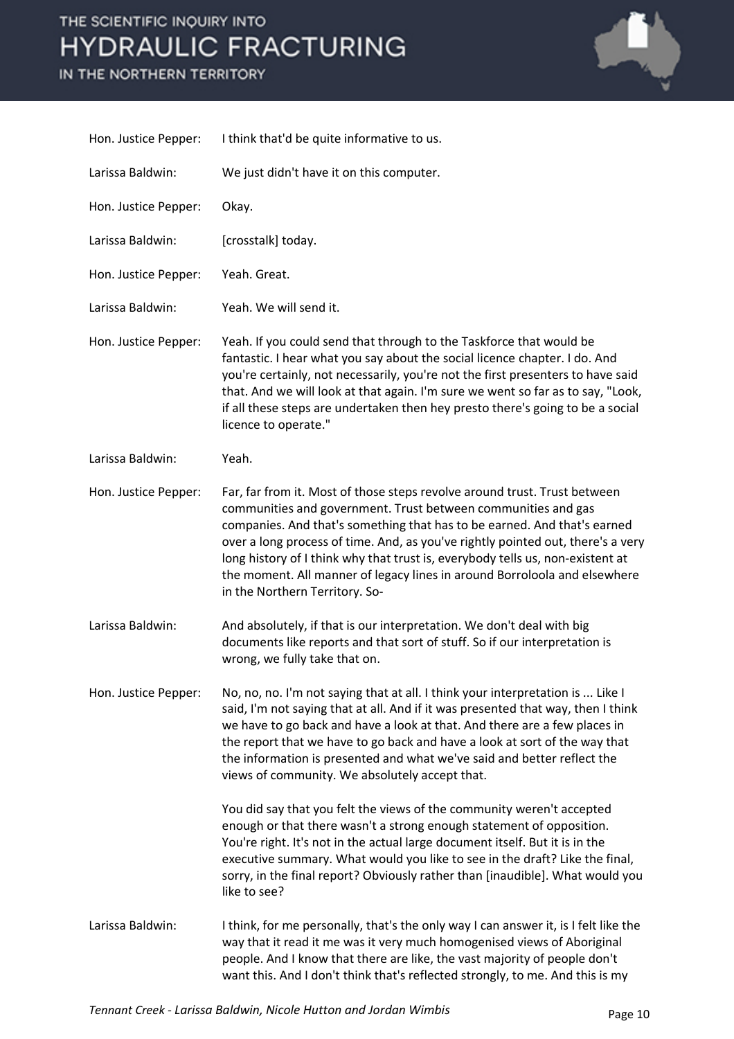Hon. Justice Pepper: I think that'd be quite informative to us.

Larissa Baldwin: We just didn't have it on this computer.

Hon. Justice Pepper: Okay.

Larissa Baldwin: [crosstalk] today.

Hon. Justice Pepper: Yeah. Great.

Larissa Baldwin: Yeah. We will send it.

Hon. Justice Pepper: Yeah. If you could send that through to the Taskforce that would be fantastic. I hear what you say about the social licence chapter. I do. And you're certainly, not necessarily, you're not the first presenters to have said that. And we will look at that again. I'm sure we went so far as to say, "Look, if all these steps are undertaken then hey presto there's going to be a social licence to operate."

Larissa Baldwin: Yeah.

Hon. Justice Pepper: Far, far from it. Most of those steps revolve around trust. Trust between communities and government. Trust between communities and gas companies. And that's something that has to be earned. And that's earned over a long process of time. And, as you've rightly pointed out, there's a very long history of I think why that trust is, everybody tells us, non-existent at the moment. All manner of legacy lines in around Borroloola and elsewhere in the Northern Territory. So-

Larissa Baldwin: And absolutely, if that is our interpretation. We don't deal with big documents like reports and that sort of stuff. So if our interpretation is wrong, we fully take that on.

Hon. Justice Pepper: No, no, no. I'm not saying that at all. I think your interpretation is ... Like I said, I'm not saying that at all. And if it was presented that way, then I think we have to go back and have a look at that. And there are a few places in the report that we have to go back and have a look at sort of the way that the information is presented and what we've said and better reflect the views of community. We absolutely accept that.

You did say that you felt the views of the community weren't accepted enough or that there wasn't a strong enough statement of opposition. You're right. It's not in the actual large document itself. But it is in the executive summary. What would you like to see in the draft? Like the final, sorry, in the final report? Obviously rather than [inaudible]. What would you like to see?

Larissa Baldwin: I think, for me personally, that's the only way I can answer it, is I felt like the way that it read it me was it very much homogenised views of Aboriginal people. And I know that there are like, the vast majority of people don't want this. And I don't think that's reflected strongly, to me. And this is my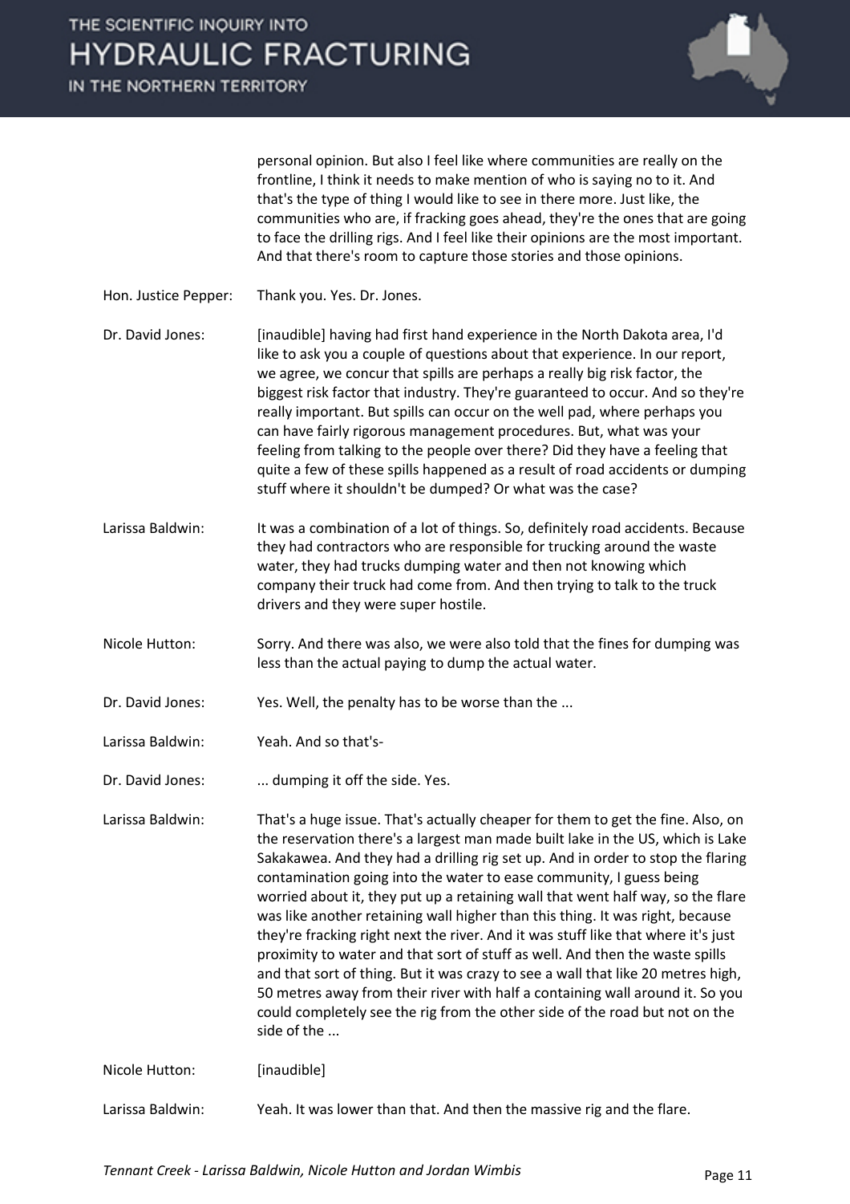personal opinion. But also I feel like where communities are really on the frontline, I think it needs to make mention of who is saying no to it. And that's the type of thing I would like to see in there more. Just like, the communities who are, if fracking goes ahead, they're the ones that are going to face the drilling rigs. And I feel like their opinions are the most important. And that there's room to capture those stories and those opinions.

Hon. Justice Pepper: Thank you. Yes. Dr. Jones.

Dr. David Jones: [inaudible] having had first hand experience in the North Dakota area, I'd like to ask you a couple of questions about that experience. In our report, we agree, we concur that spills are perhaps a really big risk factor, the biggest risk factor that industry. They're guaranteed to occur. And so they're really important. But spills can occur on the well pad, where perhaps you can have fairly rigorous management procedures. But, what was your feeling from talking to the people over there? Did they have a feeling that quite a few of these spills happened as a result of road accidents or dumping stuff where it shouldn't be dumped? Or what was the case?

Larissa Baldwin: It was a combination of a lot of things. So, definitely road accidents. Because they had contractors who are responsible for trucking around the waste water, they had trucks dumping water and then not knowing which company their truck had come from. And then trying to talk to the truck drivers and they were super hostile.

Nicole Hutton: Sorry. And there was also, we were also told that the fines for dumping was less than the actual paying to dump the actual water.

Dr. David Jones: Yes. Well, the penalty has to be worse than the ...

Larissa Baldwin: Yeah. And so that's-

Dr. David Jones: ... dumping it off the side. Yes.

Larissa Baldwin: That's a huge issue. That's actually cheaper for them to get the fine. Also, on the reservation there's a largest man made built lake in the US, which is Lake Sakakawea. And they had a drilling rig set up. And in order to stop the flaring contamination going into the water to ease community, I guess being worried about it, they put up a retaining wall that went half way, so the flare was like another retaining wall higher than this thing. It was right, because they're fracking right next the river. And it was stuff like that where it's just proximity to water and that sort of stuff as well. And then the waste spills and that sort of thing. But it was crazy to see a wall that like 20 metres high, 50 metres away from their river with half a containing wall around it. So you could completely see the rig from the other side of the road but not on the side of the ...

Nicole Hutton: [inaudible]

Larissa Baldwin: Yeah. It was lower than that. And then the massive rig and the flare.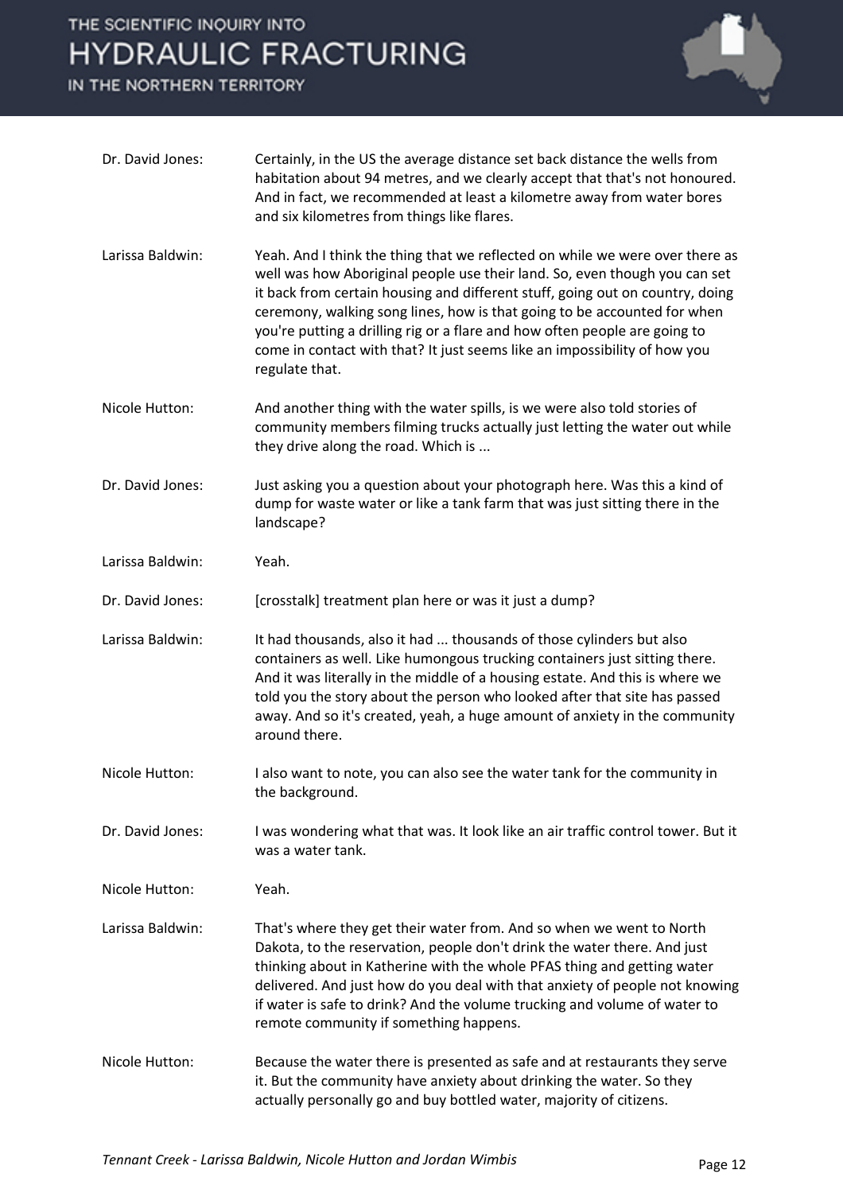**Dr. David Jones:** Certainly, in the US the average distance set back distance the wells from habitation about 94 metres, and we clearly accept that that's not honoured. And in fact, we recommended at least a kilometre away from water bores and six kilometres from things like flares.

**Larissa Baldwin:** Yeah. And I think the thing that we reflected on while we were over there as well was how Aboriginal people use their land. So, even though you can set it back from certain housing and different stuff, going out on country, doing ceremony, walking song lines, how is that going to be accounted for when you're putting a drilling rig or a flare and how often people are going to come in contact with that? It just seems like an impossibility of how you regulate that.

**Nicole Hutton:** And another thing with the water spills, is we were also told stories of community members filming trucks actually just letting the water out while they drive along the road. Which is ...

**Dr. David Jones:** Just asking you a question about your photograph here. Was this a kind of dump for waste water or like a tank farm that was just sitting there in the landscape?

**Larissa Baldwin:** Yeah.

**Dr. David Jones:** [crosstalk] treatment plan here or was it just a dump?

**Larissa Baldwin:** It had thousands, also it had ... thousands of those cylinders but also containers as well. Like humongous trucking containers just sitting there. And it was literally in the middle of a housing estate. And this is where we told you the story about the person who looked after that site has passed away. And so it's created, yeah, a huge amount of anxiety in the community around there.

**Nicole Hutton:** I also want to note, you can also see the water tank for the community in the background.

**Dr. David Jones:** I was wondering what that was. It look like an air traffic control tower. But it was a water tank.

**Nicole Hutton:** Yeah.

**Larissa Baldwin:** That's where they get their water from. And so when we went to North Dakota, to the reservation, people don't drink the water there. And just thinking about in Katherine with the whole PFAS thing and getting water delivered. And just how do you deal with that anxiety of people not knowing if water is safe to drink? And the volume trucking and volume of water to remote community if something happens.

**Nicole Hutton:** Because the water there is presented as safe and at restaurants they serve it. But the community have anxiety about drinking the water. So they actually personally go and buy bottled water, majority of citizens.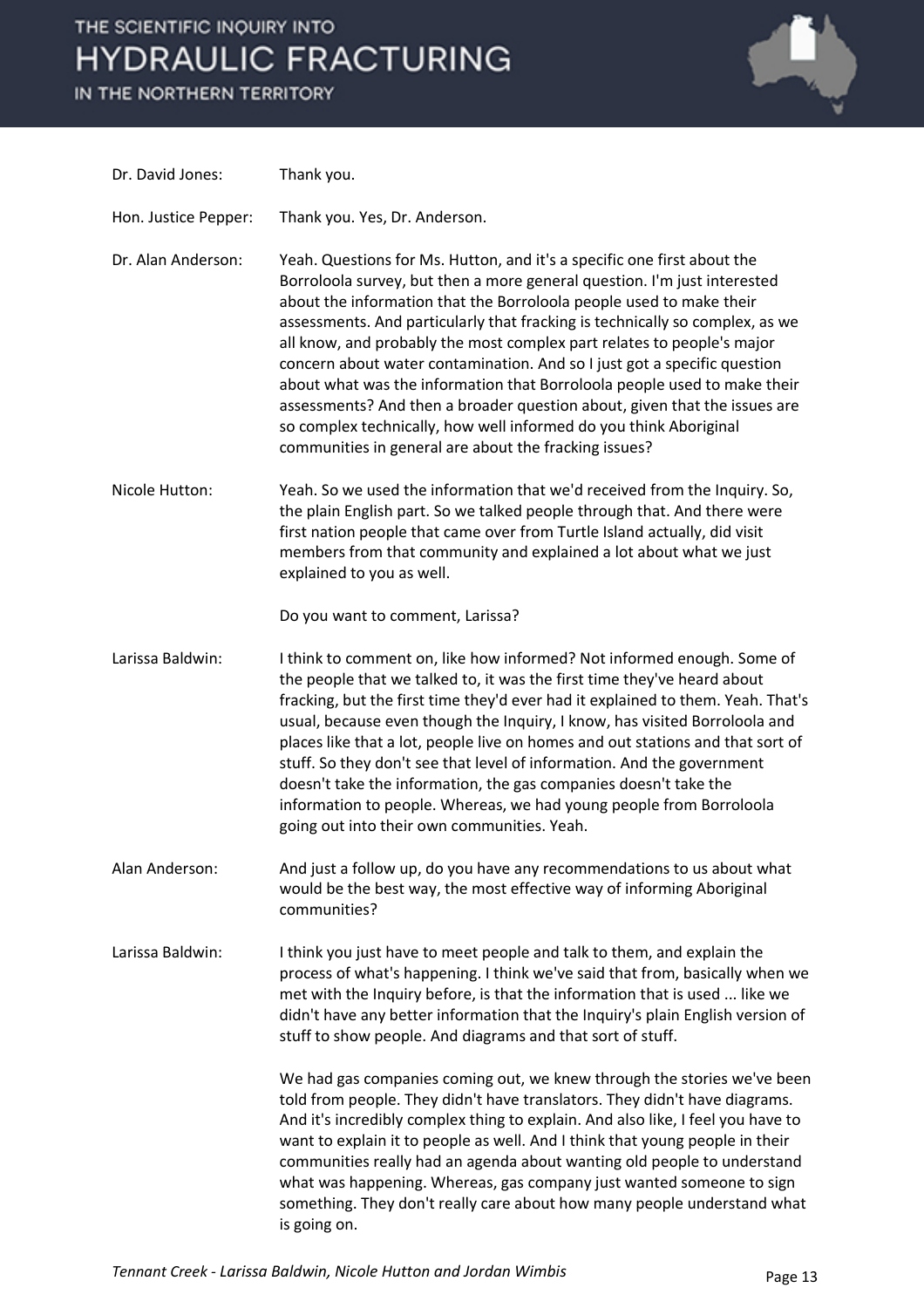**Dr. David Jones:** Thank you.

**Hon. Justice Pepper:** Thank you. Yes, Dr. Anderson.

**Dr. Alan Anderson:** Yeah. Questions for Ms. Hutton, and it's a specific one first about the Borroloola survey, but then a more general question. I'm just interested about the information that the Borroloola people used to make their assessments. And particularly that fracking is technically so complex, as we all know, and probably the most complex part relates to people's major concern about water contamination. And so I just got a specific question about what was the information that Borroloola people used to make their assessments? And then a broader question about, given that the issues are so complex technically, how well informed do you think Aboriginal communities in general are about the fracking issues?

**Nicole Hutton:** Yeah. So we used the information that we'd received from the Inquiry. So, the plain English part. So we talked people through that. And there were first nation people that came over from Turtle Island actually, did visit members from that community and explained a lot about what we just explained to you as well.

Do you want to comment, Larissa?

**Larissa Baldwin:** I think to comment on, like how informed? Not informed enough. Some of the people that we talked to, it was the first time they've heard about fracking, but the first time they'd ever had it explained to them. Yeah. That's usual, because even though the Inquiry, I know, has visited Borroloola and places like that a lot, people live on homes and out stations and that sort of stuff. So they don't see that level of information. And the government doesn't take the information, the gas companies doesn't take the information to people. Whereas, we had young people from Borroloola going out into their own communities. Yeah.

**Alan Anderson:** And just a follow up, do you have any recommendations to us about what would be the best way, the most effective way of informing Aboriginal communities?

**Larissa Baldwin:** I think you just have to meet people and talk to them, and explain the process of what's happening. I think we've said that from, basically when we met with the Inquiry before, is that the information that is used ... like we didn't have any better information that the Inquiry's plain English version of stuff to show people. And diagrams and that sort of stuff.

We had gas companies coming out, we knew through the stories we've been told from people. They didn't have translators. They didn't have diagrams. And it's incredibly complex thing to explain. And also like, I feel you have to want to explain it to people as well. And I think that young people in their communities really had an agenda about wanting old people to understand what was happening. Whereas, gas company just wanted someone to sign something. They don't really care about how many people understand what is going on.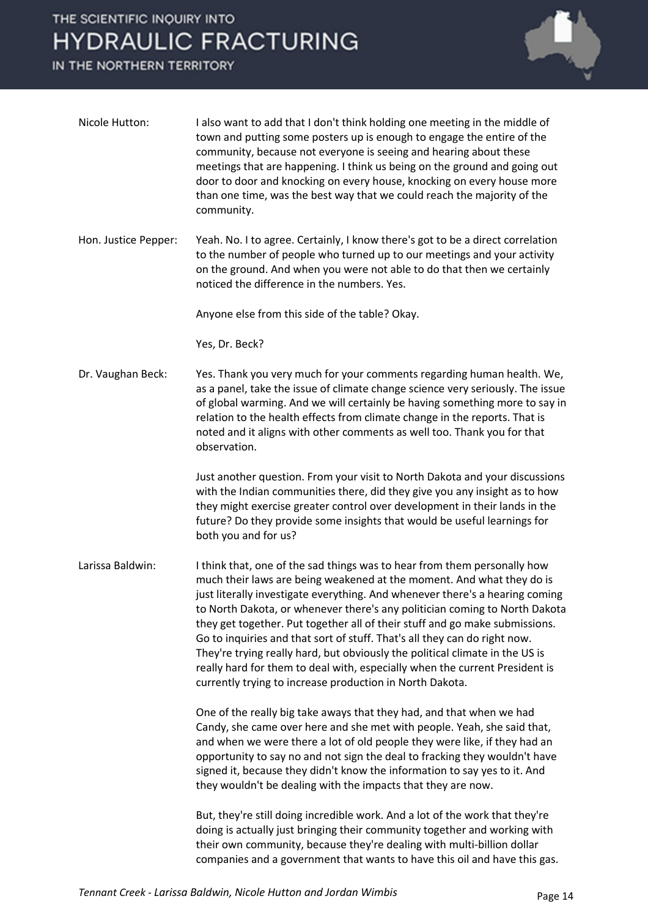**Nicole Hutton:** I also want to add that I don't think holding one meeting in the middle of town and putting some posters up is enough to engage the entire of the community, because not everyone is seeing and hearing about these meetings that are happening. I think us being on the ground and going out door to door and knocking on every house, knocking on every house more than one time, was the best way that we could reach the majority of the community.

**Hon. Justice Pepper:** Yeah. No. I to agree. Certainly, I know there's got to be a direct correlation to the number of people who turned up to our meetings and your activity on the ground. And when you were not able to do that then we certainly noticed the difference in the numbers. Yes.

Anyone else from this side of the table? Okay.

Yes, Dr. Beck?

**Dr. Vaughan Beck:** Yes. Thank you very much for your comments regarding human health. We, as a panel, take the issue of climate change science very seriously. The issue of global warming. And we will certainly be having something more to say in relation to the health effects from climate change in the reports. That is noted and it aligns with other comments as well too. Thank you for that observation.

Just another question. From your visit to North Dakota and your discussions with the Indian communities there, did they give you any insight as to how they might exercise greater control over development in their lands in the future? Do they provide some insights that would be useful learnings for both you and for us?

**Larissa Baldwin:** I think that, one of the sad things was to hear from them personally how much their laws are being weakened at the moment. And what they do is just literally investigate everything. And whenever there's a hearing coming to North Dakota, or whenever there's any politician coming to North Dakota they get together. Put together all of their stuff and go make submissions. Go to inquiries and that sort of stuff. That's all they can do right now. They're trying really hard, but obviously the political climate in the US is really hard for them to deal with, especially when the current President is currently trying to increase production in North Dakota.

One of the really big take aways that they had, and that when we had Candy, she came over here and she met with people. Yeah, she said that, and when we were there a lot of old people they were like, if they had an opportunity to say no and not sign the deal to fracking they wouldn't have signed it, because they didn't know the information to say yes to it. And they wouldn't be dealing with the impacts that they are now.

But, they're still doing incredible work. And a lot of the work that they're doing is actually just bringing their community together and working with their own community, because they're dealing with multi-billion dollar companies and a government that wants to have this oil and have this gas.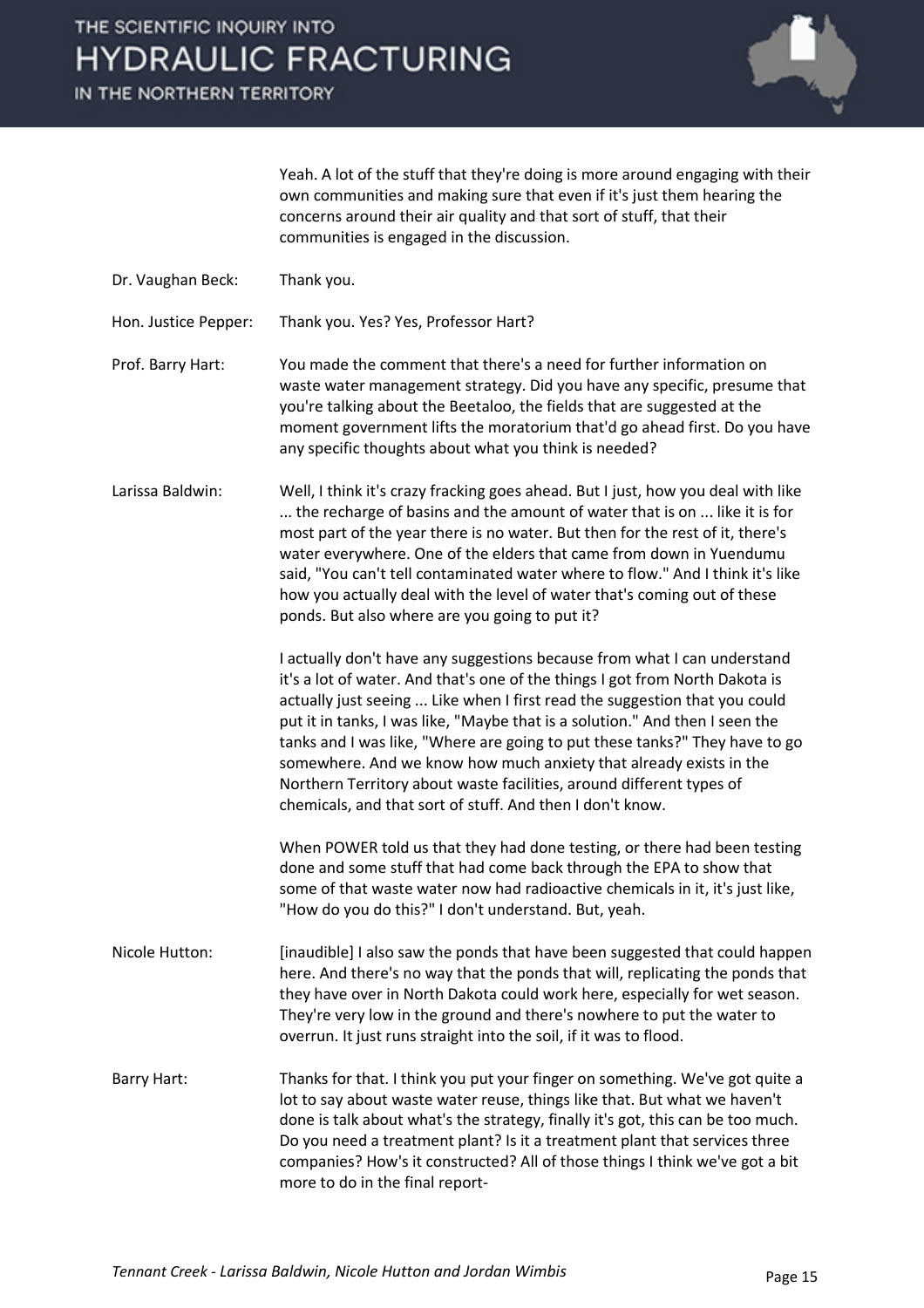Yeah. A lot of the stuff that they're doing is more around engaging with their own communities and making sure that even if it's just them hearing the concerns around their air quality and that sort of stuff, that their communities is engaged in the discussion.

**Dr. Vaughan Beck:** Thank you.

**Hon. Justice Pepper:** Thank you. Yes? Yes, Professor Hart?

**Prof. Barry Hart:** You made the comment that there's a need for further information on waste water management strategy. Did you have any specific, presume that you're talking about the Beetaloo, the fields that are suggested at the moment government lifts the moratorium that'd go ahead first. Do you have any specific thoughts about what you think is needed?

**Larissa Baldwin:** Well, I think it's crazy fracking goes ahead. But I just, how you deal with like ... the recharge of basins and the amount of water that is on ... like it is for most part of the year there is no water. But then for the rest of it, there's water everywhere. One of the elders that came from down in Yuendumu said, "You can't tell contaminated water where to flow." And I think it's like how you actually deal with the level of water that's coming out of these ponds. But also where are you going to put it?

I actually don't have any suggestions because from what I can understand it's a lot of water. And that's one of the things I got from North Dakota is actually just seeing ... Like when I first read the suggestion that you could put it in tanks, I was like, "Maybe that is a solution." And then I seen the tanks and I was like, "Where are going to put these tanks?" They have to go somewhere. And we know how much anxiety that already exists in the Northern Territory about waste facilities, around different types of chemicals, and that sort of stuff. And then I don't know.

When POWER told us that they had done testing, or there had been testing done and some stuff that had come back through the EPA to show that some of that waste water now had radioactive chemicals in it, it's just like, "How do you do this?" I don't understand. But, yeah.

**Nicole Hutton:** [inaudible] I also saw the ponds that have been suggested that could happen here. And there's no way that the ponds that will, replicating the ponds that they have over in North Dakota could work here, especially for wet season. They're very low in the ground and there's nowhere to put the water to overrun. It just runs straight into the soil, if it was to flood.

**Barry Hart:** Thanks for that. I think you put your finger on something. We've got quite a lot to say about waste water reuse, things like that. But what we haven't done is talk about what's the strategy, finally it's got, this can be too much. Do you need a treatment plant? Is it a treatment plant that services three companies? How's it constructed? All of those things I think we've got a bit more to do in the final report-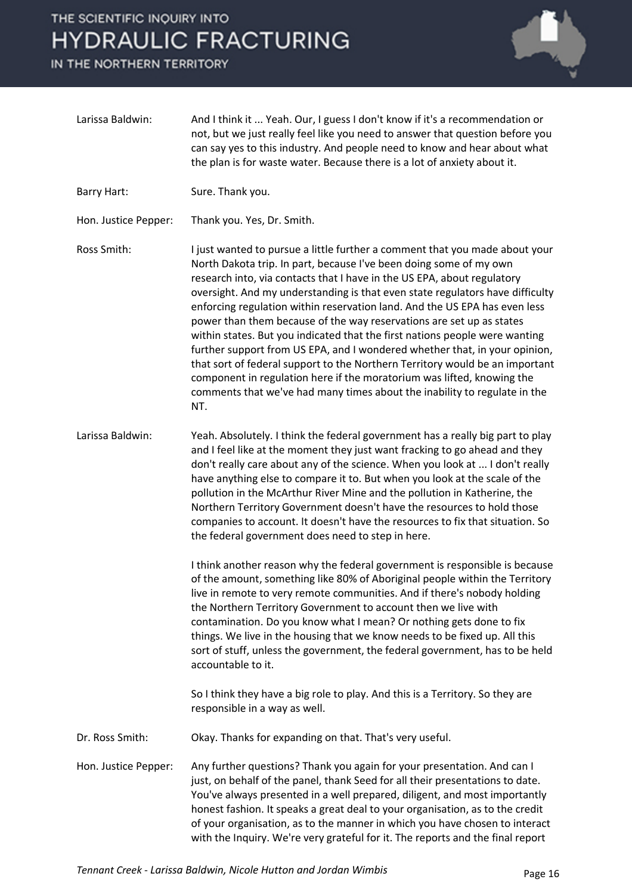**Larissa Baldwin:** And I think it ... Yeah. Our, I guess I don't know if it's a recommendation or not, but we just really feel like you need to answer that question before you can say yes to this industry. And people need to know and hear about what the plan is for waste water. Because there is a lot of anxiety about it.

**Barry Hart:** Sure. Thank you.

**Hon. Justice Pepper:** Thank you. Yes, Dr. Smith.

**Ross Smith:** I just wanted to pursue a little further a comment that you made about your North Dakota trip. In part, because I've been doing some of my own research into, via contacts that I have in the US EPA, about regulatory oversight. And my understanding is that even state regulators have difficulty enforcing regulation within reservation land. And the US EPA has even less power than them because of the way reservations are set up as states within states. But you indicated that the first nations people were wanting further support from US EPA, and I wondered whether that, in your opinion, that sort of federal support to the Northern Territory would be an important component in regulation here if the moratorium was lifted, knowing the comments that we've had many times about the inability to regulate in the NT.

**Larissa Baldwin:** Yeah. Absolutely. I think the federal government has a really big part to play and I feel like at the moment they just want fracking to go ahead and they don't really care about any of the science. When you look at ... I don't really have anything else to compare it to. But when you look at the scale of the pollution in the McArthur River Mine and the pollution in Katherine, the Northern Territory Government doesn't have the resources to hold those companies to account. It doesn't have the resources to fix that situation. So the federal government does need to step in here.

I think another reason why the federal government is responsible is because of the amount, something like 80% of Aboriginal people within the Territory live in remote to very remote communities. And if there's nobody holding the Northern Territory Government to account then we live with contamination. Do you know what I mean? Or nothing gets done to fix things. We live in the housing that we know needs to be fixed up. All this sort of stuff, unless the government, the federal government, has to be held accountable to it.

So I think they have a big role to play. And this is a Territory. So they are responsible in a way as well.

**Dr. Ross Smith:** Okay. Thanks for expanding on that. That's very useful.

**Hon. Justice Pepper:** Any further questions? Thank you again for your presentation. And can I just, on behalf of the panel, thank Seed for all their presentations to date. You've always presented in a well prepared, diligent, and most importantly honest fashion. It speaks a great deal to your organisation, as to the credit of your organisation, as to the manner in which you have chosen to interact with the Inquiry. We're very grateful for it. The reports and the final report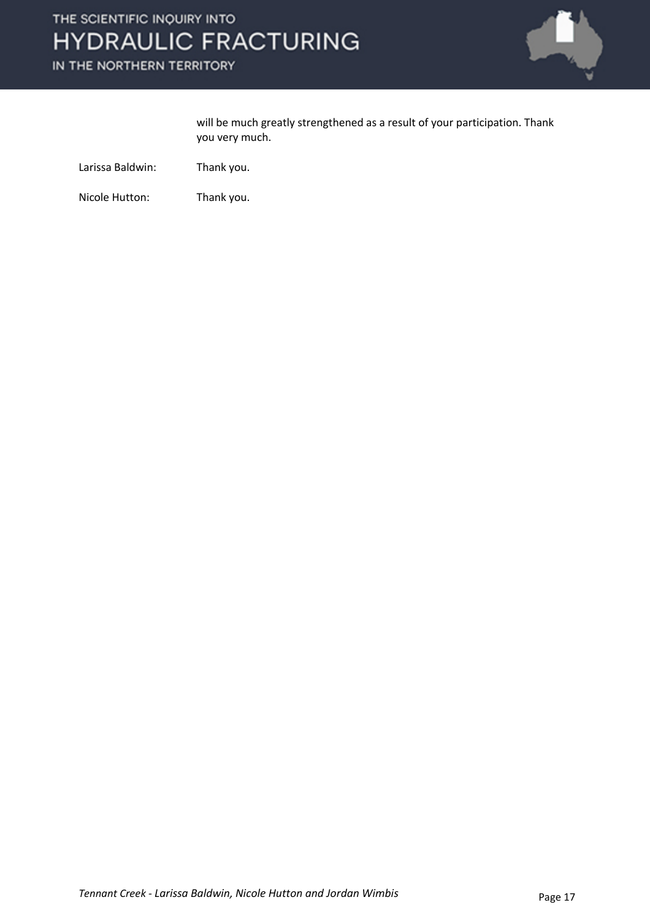will be much greatly strengthened as a result of your participation. Thank you very much.

Larissa Baldwin: Thank you.

Nicole Hutton: Thank you.